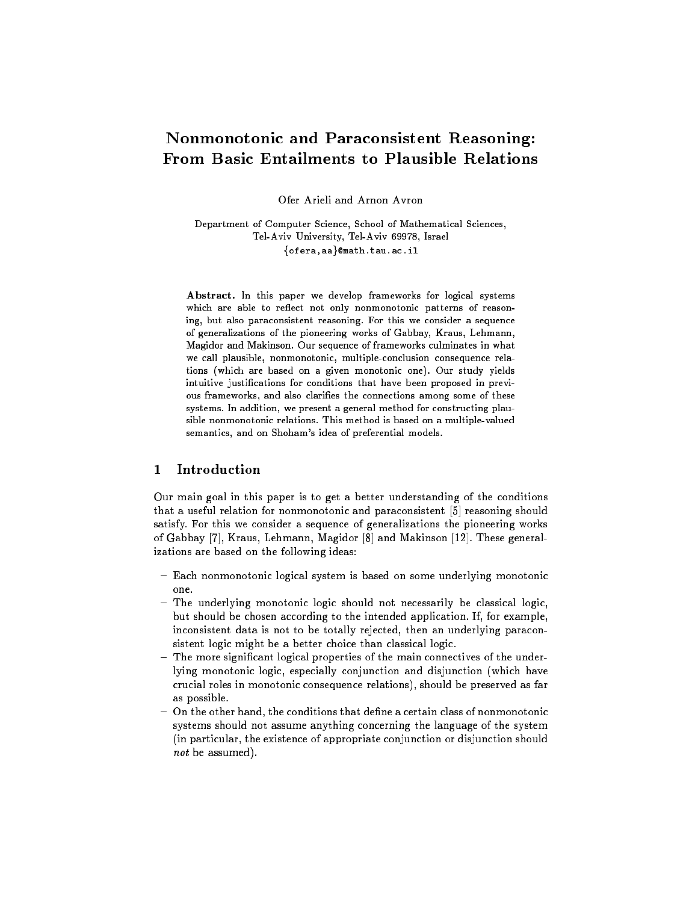# Nonmonotonic and Paraconsistent Reasoning: From Basic Entailments to Plausible Relations

Ofer Arieli and Arnon Avron

Department of Computer Science, School of Mathematical Sciences, Tel-Aviv University, Tel-Aviv 69978, Israel
{ofera,aa}@math.tau.ac.il

**Abstract.** In this paper we develop frameworks for logical systems which are able to reflect not only nonmonotonic patterns of reasoning, but also paraconsistent reasoning. For this we consider a sequence of generalizations of the pioneering works of Gabbay, Kraus, Lehmann, Magidor and Makinson. Our sequence of frameworks culminates in what we call plausible, nonmonotonic, multiple-conclusion consequence relations (which are based on a given monotonic one). Our study yields intuitive justifications for conditions that have been proposed in previous frameworks, and also clarifies the connections among some of these systems. In addition, we present a general method for constructing plausible nonmonotonic relations. This method is based on a multiple-valued semantics, and on Shoham's idea of preferential models.

## 1 Introduction

Our main goal in this paper is to get a better understanding of the conditions that a useful relation for nonmonotonic and paraconsistent [5] reasoning should satisfy. For this we consider a sequence of generalizations the pioneering works of Gabbay [7], Kraus, Lehmann, Magidor [8] and Makinson [12]. These generalizations are based on the following ideas:

- Each nonmonotonic logical system is based on some underlying monotonic one.
- The underlying monotonic logic should not necessarily be classical logic, but should be chosen according to the intended application. If, for example, inconsistent data is not to be totally rejected, then an underlying paraconsistent logic might be a better choice than classical logic.
- The more significant logical properties of the main connectives of the underlying monotonic logic, especially conjunction and disjunction (which have crucial roles in monotonic consequence relations), should be preserved as far as possible.
- On the other hand, the conditions that define a certain class of nonmonotonic systems should not assume anything concerning the language of the system (in particular, the existence of appropriate conjunction or disjunction should *not* be assumed).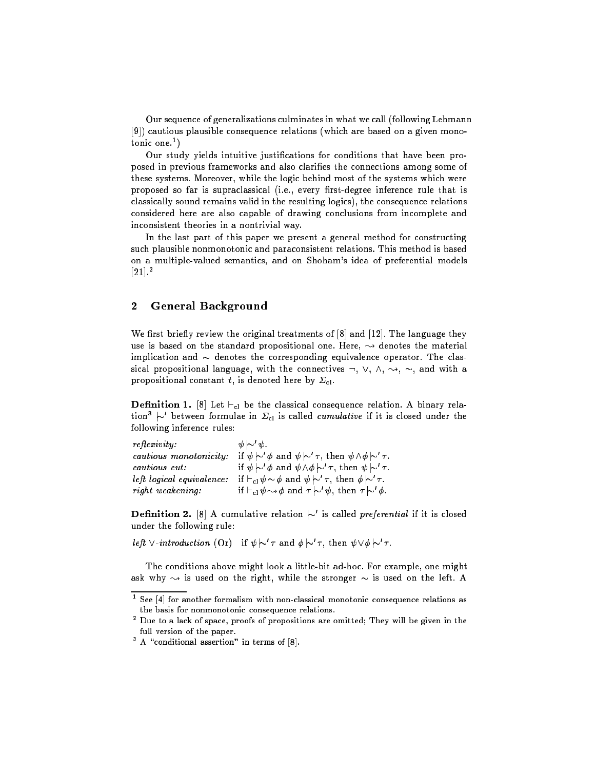Our sequence of generalizations culminates in what we call (following Lehmann [9]) cautious plausible consequence relations (which are based on a given monotonic one.[1])

Our study yields intuitive justifications for conditions that have been proposed in previous frameworks and also clarifies the connections among some of these systems. Moreover, while the logic behind most of the systems which were proposed so far is supraclassical (i.e., every first-degree inference rule that is classically sound remains valid in the resulting logics), the consequence relations considered here are also capable of drawing conclusions from incomplete and inconsistent theories in a nontrivial way.

In the last part of this paper we present a general method for constructing such plausible nonmonotonic and paraconsistent relations. This method is based on a multiple-valued semantics, and on Shoham's idea of preferential models [21].[2]

## 2 General Background

We first briefly review the original treatments of [8] and [12]. The language they use is based on the standard propositional one. Here, $\leadsto$ denotes the material implication and $\sim$ denotes the corresponding equivalence operator. The classical propositional language, with the connectives $\neg$, $\vee$, $\wedge$, $\leadsto$, $\sim$, and with a propositional constant $t$, is denoted here by $\Sigma_{\rm cl}$.

**Definition 1.** [8] Let $\vdash_{\rm cl}$ be the classical consequence relation. A binary relation[3] $\mid\!\sim'$ between formulae in $\Sigma_{\rm cl}$ is called *cumulative* if it is closed under the following inference rules:

| | |
|---|---|
| *reflexivity:* | $\psi \mid\!\sim' \psi$. |
| *cautious monotonicity:* | if $\psi \mid\!\sim' \phi$ and $\psi \mid\!\sim' \tau$, then $\psi \wedge \phi \mid\!\sim' \tau$. |
| *cautious cut:* | if $\psi \mid\!\sim' \phi$ and $\psi \wedge \phi \mid\!\sim' \tau$, then $\psi \mid\!\sim' \tau$. |
| *left logical equivalence:* | if $\vdash_{\rm cl} \psi \sim \phi$ and $\psi \mid\!\sim' \tau$, then $\phi \mid\!\sim' \tau$. |
| *right weakening:* | if $\vdash_{\rm cl} \psi \leadsto \phi$ and $\tau \mid\!\sim' \psi$, then $\tau \mid\!\sim' \phi$. |

**Definition 2.** [8] A cumulative relation $\mid\!\sim'$ is called *preferential* if it is closed under the following rule:

*left* $\vee$*-introduction* (Or)  if $\psi \mid\!\sim' \tau$ and $\phi \mid\!\sim' \tau$, then $\psi \vee \phi \mid\!\sim' \tau$.

The conditions above might look a little-bit ad-hoc. For example, one might ask why $\leadsto$ is used on the right, while the stronger $\sim$ is used on the left. A

---

[1] See [4] for another formalism with non-classical monotonic consequence relations as the basis for nonmonotonic consequence relations.

[2] Due to a lack of space, proofs of propositions are omitted; They will be given in the full version of the paper.

[3] A "conditional assertion" in terms of [8].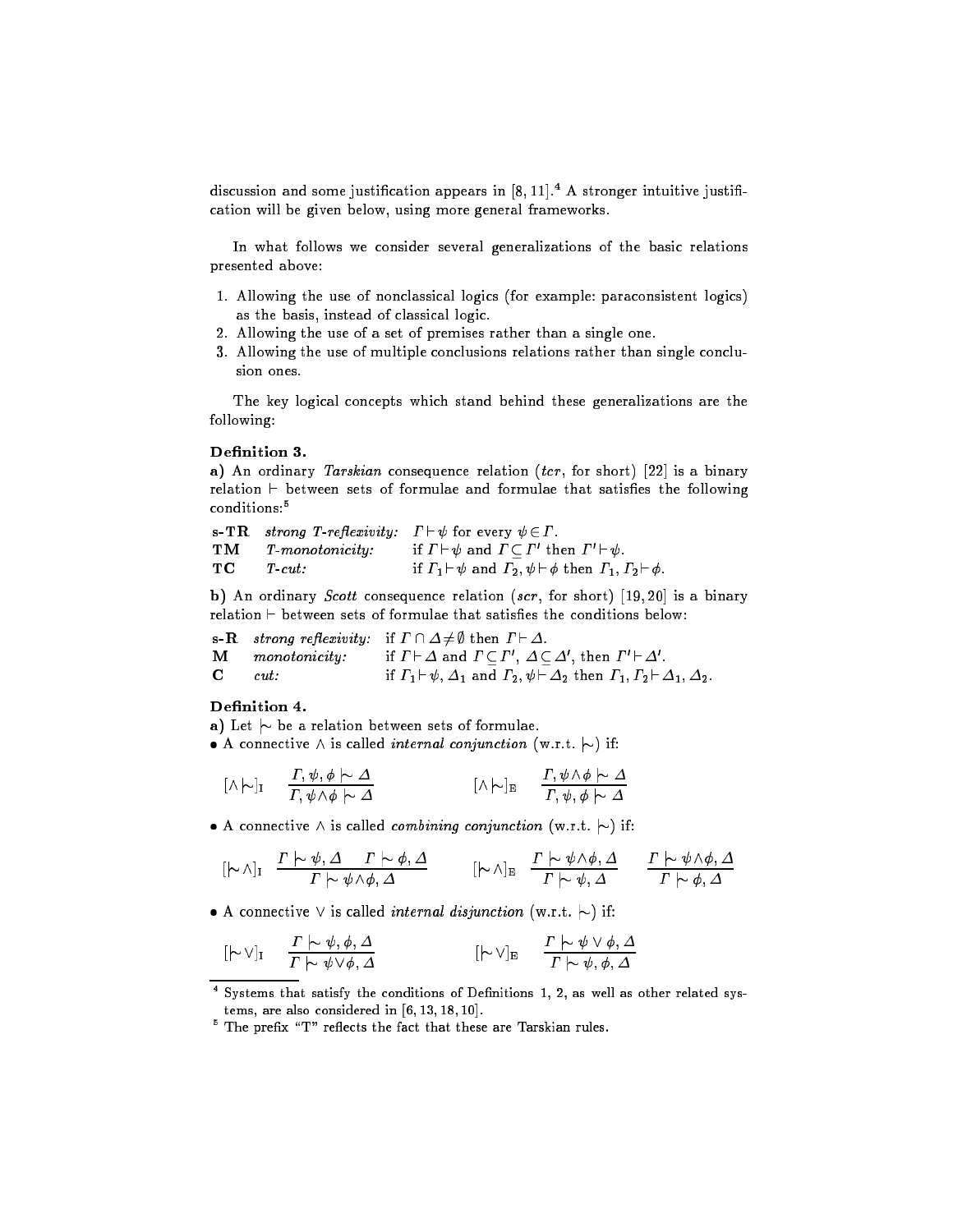discussion and some justification appears in [8, 11].[4] A stronger intuitive justification will be given below, using more general frameworks.

In what follows we consider several generalizations of the basic relations presented above:

1. Allowing the use of nonclassical logics (for example: paraconsistent logics) as the basis, instead of classical logic.
2. Allowing the use of a set of premises rather than a single one.
3. Allowing the use of multiple conclusions relations rather than single conclusion ones.

The key logical concepts which stand behind these generalizations are the following:

**Definition 3.**

**a)** An ordinary *Tarskian* consequence relation (*tcr*, for short) [22] is a binary relation $\vdash$ between sets of formulae and formulae that satisfies the following conditions:[5]

| | | |
|---|---|---|
| **s-TR** | *strong T-reflexivity:* | $\Gamma \vdash \psi$ for every $\psi \in \Gamma$. |
| **TM** | *T-monotonicity:* | if $\Gamma \vdash \psi$ and $\Gamma \subseteq \Gamma'$ then $\Gamma' \vdash \psi$. |
| **TC** | *T-cut:* | if $\Gamma_1 \vdash \psi$ and $\Gamma_2, \psi \vdash \phi$ then $\Gamma_1, \Gamma_2 \vdash \phi$. |

**b)** An ordinary *Scott* consequence relation (*scr*, for short) [19, 20] is a binary relation $\vdash$ between sets of formulae that satisfies the conditions below:

| | | |
|---|---|---|
| **s-R** | *strong reflexivity:* | if $\Gamma \cap \Delta \neq \emptyset$ then $\Gamma \vdash \Delta$. |
| **M** | *monotonicity:* | if $\Gamma \vdash \Delta$ and $\Gamma \subseteq \Gamma'$, $\Delta \subseteq \Delta'$, then $\Gamma' \vdash \Delta'$. |
| **C** | *cut:* | if $\Gamma_1 \vdash \psi, \Delta_1$ and $\Gamma_2, \psi \vdash \Delta_2$ then $\Gamma_1, \Gamma_2 \vdash \Delta_1, \Delta_2$. |

**Definition 4.**

**a)** Let $\mid\!\sim$ be a relation between sets of formulae.

- A connective $\wedge$ is called *internal conjunction* (w.r.t. $\mid\!\sim$) if:

$$[\wedge \mid\!\sim]_{\rm I} \quad \frac{\Gamma, \psi, \phi \mid\!\sim \Delta}{\Gamma, \psi \wedge \phi \mid\!\sim \Delta} \qquad\qquad [\wedge \mid\!\sim]_{\rm E} \quad \frac{\Gamma, \psi \wedge \phi \mid\!\sim \Delta}{\Gamma, \psi, \phi \mid\!\sim \Delta}$$

- A connective $\wedge$ is called *combining conjunction* (w.r.t. $\mid\!\sim$) if:

$$[\mid\!\sim \wedge]_{\rm I} \quad \frac{\Gamma \mid\!\sim \psi, \Delta \quad \Gamma \mid\!\sim \phi, \Delta}{\Gamma \mid\!\sim \psi \wedge \phi, \Delta} \qquad [\mid\!\sim \wedge]_{\rm E} \quad \frac{\Gamma \mid\!\sim \psi \wedge \phi, \Delta}{\Gamma \mid\!\sim \psi, \Delta} \qquad \frac{\Gamma \mid\!\sim \psi \wedge \phi, \Delta}{\Gamma \mid\!\sim \phi, \Delta}$$

- A connective $\vee$ is called *internal disjunction* (w.r.t. $\mid\!\sim$) if:

$$[\mid\!\sim \vee]_{\rm I} \quad \frac{\Gamma \mid\!\sim \psi, \phi, \Delta}{\Gamma \mid\!\sim \psi \vee \phi, \Delta} \qquad\qquad [\mid\!\sim \vee]_{\rm E} \quad \frac{\Gamma \mid\!\sim \psi \vee \phi, \Delta}{\Gamma \mid\!\sim \psi, \phi, \Delta}$$

---

[4] Systems that satisfy the conditions of Definitions 1, 2, as well as other related systems, are also considered in [6, 13, 18, 10].

[5] The prefix "T" reflects the fact that these are Tarskian rules.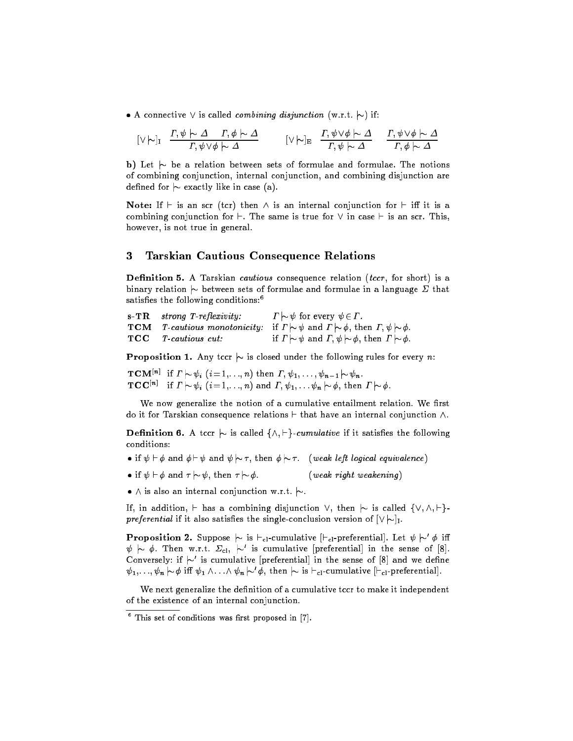• A connective $\vee$ is called *combining disjunction* (w.r.t. $\mid\!\sim$) if:

$$[\vee\mid\!\sim]_{\mathrm{I}} \quad \frac{\Gamma, \psi \mid\!\sim \Delta \quad \Gamma, \phi \mid\!\sim \Delta}{\Gamma, \psi \vee \phi \mid\!\sim \Delta} \qquad\qquad [\vee\mid\!\sim]_{\mathrm{E}} \quad \frac{\Gamma, \psi \vee \phi \mid\!\sim \Delta}{\Gamma, \psi \mid\!\sim \Delta} \quad \frac{\Gamma, \psi \vee \phi \mid\!\sim \Delta}{\Gamma, \phi \mid\!\sim \Delta}$$

**b)** Let $\mid\!\sim$ be a relation between sets of formulae and formulae. The notions of combining conjunction, internal conjunction, and combining disjunction are defined for $\mid\!\sim$ exactly like in case (a).

**Note:** If $\vdash$ is an scr (tcr) then $\wedge$ is an internal conjunction for $\vdash$ iff it is a combining conjunction for $\vdash$. The same is true for $\vee$ in case $\vdash$ is an scr. This, however, is not true in general.

## 3 Tarskian Cautious Consequence Relations

**Definition 5.** A Tarskian *cautious* consequence relation (*tccr*, for short) is a binary relation $\mid\!\sim$ between sets of formulae and formulae in a language $\Sigma$ that satisfies the following conditions:[6]

| | | |
|---|---|---|
| **s-TR** | *strong T-reflexivity:* | $\Gamma \mid\!\sim \psi$ for every $\psi \in \Gamma$. |
| **TCM** | *T-cautious monotonicity:* | if $\Gamma \mid\!\sim \psi$ and $\Gamma \mid\!\sim \phi$, then $\Gamma, \psi \mid\!\sim \phi$. |
| **TCC** | *T-cautious cut:* | if $\Gamma \mid\!\sim \psi$ and $\Gamma, \psi \mid\!\sim \phi$, then $\Gamma \mid\!\sim \phi$. |

**Proposition 1.** Any tccr $\mid\!\sim$ is closed under the following rules for every $n$:

**TCM**$^{[n]}$ if $\Gamma \mid\!\sim \psi_i$ $(i = 1, \ldots, n)$ then $\Gamma, \psi_1, \ldots, \psi_{n-1} \mid\!\sim \psi_n$.
**TCC**$^{[n]}$ if $\Gamma \mid\!\sim \psi_i$ $(i = 1, \ldots, n)$ and $\Gamma, \psi_1, \ldots \psi_n \mid\!\sim \phi$, then $\Gamma \mid\!\sim \phi$.

We now generalize the notion of a cumulative entailment relation. We first do it for Tarskian consequence relations $\vdash$ that have an internal conjunction $\wedge$.

**Definition 6.** A tccr $\mid\!\sim$ is called $\{\wedge, \vdash\}$*-cumulative* if it satisfies the following conditions:

• if $\psi \vdash \phi$ and $\phi \vdash \psi$ and $\psi \mid\!\sim \tau$, then $\phi \mid\!\sim \tau$. (*weak left logical equivalence*)

• if $\psi \vdash \phi$ and $\tau \mid\!\sim \psi$, then $\tau \mid\!\sim \phi$. (*weak right weakening*)

• $\wedge$ is also an internal conjunction w.r.t. $\mid\!\sim$.

If, in addition, $\vdash$ has a combining disjunction $\vee$, then $\mid\!\sim$ is called $\{\vee, \wedge, \vdash\}$-*preferential* if it also satisfies the single-conclusion version of $[\vee\mid\!\sim]_{\mathrm{I}}$.

**Proposition 2.** Suppose $\mid\!\sim$ is $\vdash_{\mathrm{cl}}$-cumulative [$\vdash_{\mathrm{cl}}$-preferential]. Let $\psi \mid\!\sim' \phi$ iff $\psi \mid\!\sim \phi$. Then w.r.t. $\Sigma_{\mathrm{cl}}$, $\mid\!\sim'$ is cumulative [preferential] in the sense of [8]. Conversely: if $\mid\!\sim'$ is cumulative [preferential] in the sense of [8] and we define $\psi_1, \ldots, \psi_n \mid\!\sim \phi$ iff $\psi_1 \wedge \ldots \wedge \psi_n \mid\!\sim' \phi$, then $\mid\!\sim$ is $\vdash_{\mathrm{cl}}$-cumulative [$\vdash_{\mathrm{cl}}$-preferential].

We next generalize the definition of a cumulative tccr to make it independent of the existence of an internal conjunction.

[6] This set of conditions was first proposed in [7].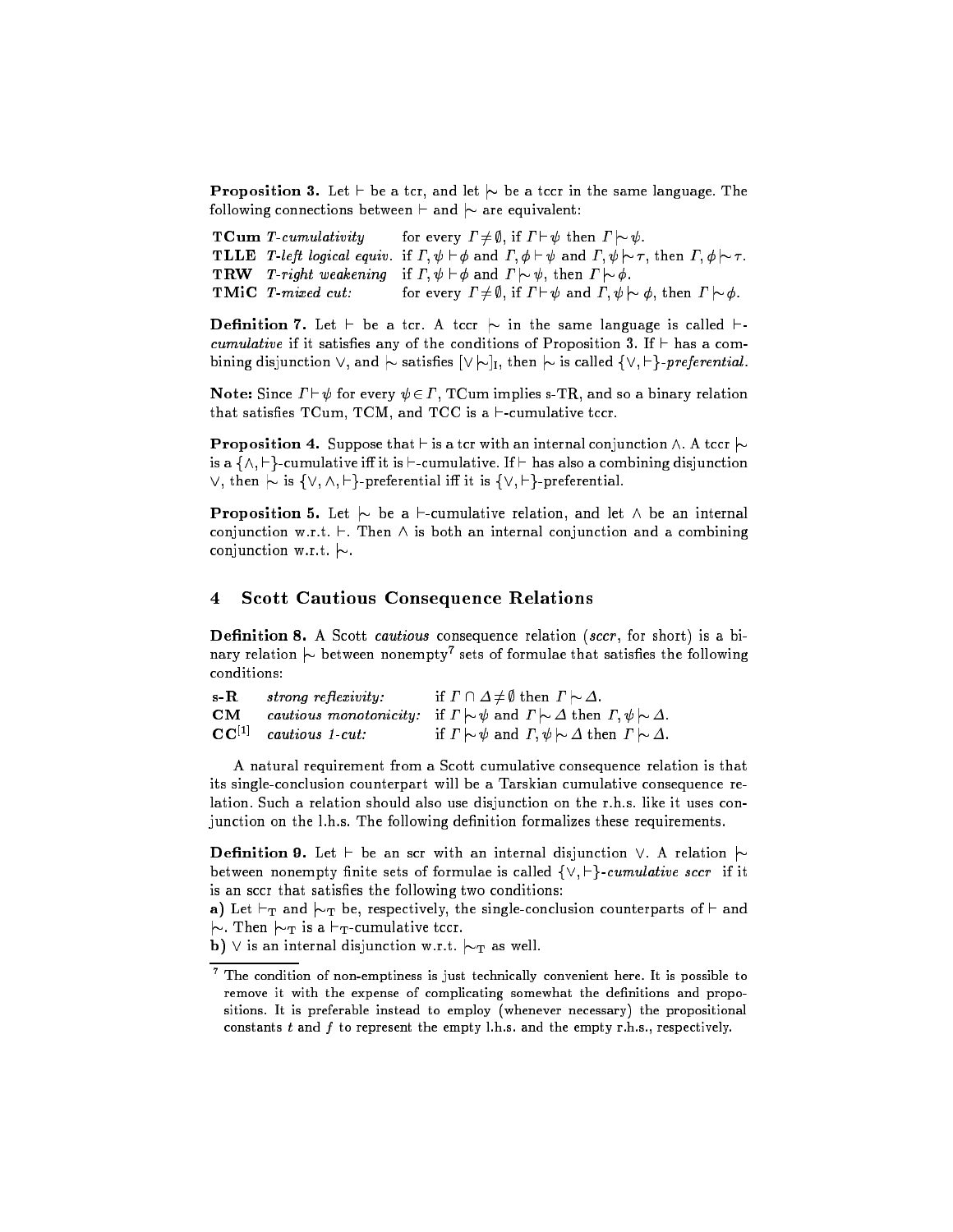**Proposition 3.** Let $\vdash$ be a tcr, and let $\mid\!\sim$ be a tccr in the same language. The following connections between $\vdash$ and $\mid\!\sim$ are equivalent:

| | | |
|---|---|---|
| **TCum** | *T-cumulativity* | for every $\Gamma \neq \emptyset$, if $\Gamma \vdash \psi$ then $\Gamma \mid\!\sim \psi$. |
| **TLLE** | *T-left logical equiv.* | if $\Gamma, \psi \vdash \phi$ and $\Gamma, \phi \vdash \psi$ and $\Gamma, \psi \mid\!\sim \tau$, then $\Gamma, \phi \mid\!\sim \tau$. |
| **TRW** | *T-right weakening* | if $\Gamma, \psi \vdash \phi$ and $\Gamma \mid\!\sim \psi$, then $\Gamma \mid\!\sim \phi$. |
| **TMiC** | *T-mixed cut:* | for every $\Gamma \neq \emptyset$, if $\Gamma \vdash \psi$ and $\Gamma, \psi \mid\!\sim \phi$, then $\Gamma \mid\!\sim \phi$. |

**Definition 7.** Let $\vdash$ be a tcr. A tccr $\mid\!\sim$ in the same language is called $\vdash$-*cumulative* if it satisfies any of the conditions of Proposition 3. If $\vdash$ has a combining disjunction $\vee$, and $\mid\!\sim$ satisfies $[\vee\mid\!\sim]_{\text{I}}$, then $\mid\!\sim$ is called $\{\vee, \vdash\}$-*preferential*.

**Note:** Since $\Gamma \vdash \psi$ for every $\psi \in \Gamma$, TCum implies s-TR, and so a binary relation that satisfies TCum, TCM, and TCC is a $\vdash$-cumulative tccr.

**Proposition 4.** Suppose that $\vdash$ is a tcr with an internal conjunction $\wedge$. A tccr $\mid\!\sim$ is a $\{\wedge, \vdash\}$-cumulative iff it is $\vdash$-cumulative. If $\vdash$ has also a combining disjunction $\vee$, then $\mid\!\sim$ is $\{\vee, \wedge, \vdash\}$-preferential iff it is $\{\vee, \vdash\}$-preferential.

**Proposition 5.** Let $\mid\!\sim$ be a $\vdash$-cumulative relation, and let $\wedge$ be an internal conjunction w.r.t. $\vdash$. Then $\wedge$ is both an internal conjunction and a combining conjunction w.r.t. $\mid\!\sim$.

## 4 Scott Cautious Consequence Relations

**Definition 8.** A Scott *cautious* consequence relation (*sccr*, for short) is a binary relation $\mid\!\sim$ between nonempty[7] sets of formulae that satisfies the following conditions:

| | | |
|---|---|---|
| **s-R** | *strong reflexivity:* | if $\Gamma \cap \Delta \neq \emptyset$ then $\Gamma \mid\!\sim \Delta$. |
| **CM** | *cautious monotonicity:* | if $\Gamma \mid\!\sim \psi$ and $\Gamma \mid\!\sim \Delta$ then $\Gamma, \psi \mid\!\sim \Delta$. |
| $\mathbf{CC}^{[1]}$ | *cautious 1-cut:* | if $\Gamma \mid\!\sim \psi$ and $\Gamma, \psi \mid\!\sim \Delta$ then $\Gamma \mid\!\sim \Delta$. |

A natural requirement from a Scott cumulative consequence relation is that its single-conclusion counterpart will be a Tarskian cumulative consequence relation. Such a relation should also use disjunction on the r.h.s. like it uses conjunction on the l.h.s. The following definition formalizes these requirements.

**Definition 9.** Let $\vdash$ be an scr with an internal disjunction $\vee$. A relation $\mid\!\sim$ between nonempty finite sets of formulae is called $\{\vee, \vdash\}$-*cumulative sccr* if it is an sccr that satisfies the following two conditions:

**a)** Let $\vdash_{\text{T}}$ and $\mid\!\sim_{\text{T}}$ be, respectively, the single-conclusion counterparts of $\vdash$ and $\mid\!\sim$. Then $\mid\!\sim_{\text{T}}$ is a $\vdash_{\text{T}}$-cumulative tccr.

**b)** $\vee$ is an internal disjunction w.r.t. $\mid\!\sim_{\text{T}}$ as well.

---

[7] The condition of non-emptiness is just technically convenient here. It is possible to remove it with the expense of complicating somewhat the definitions and propositions. It is preferable instead to employ (whenever necessary) the propositional constants $t$ and $f$ to represent the empty l.h.s. and the empty r.h.s., respectively.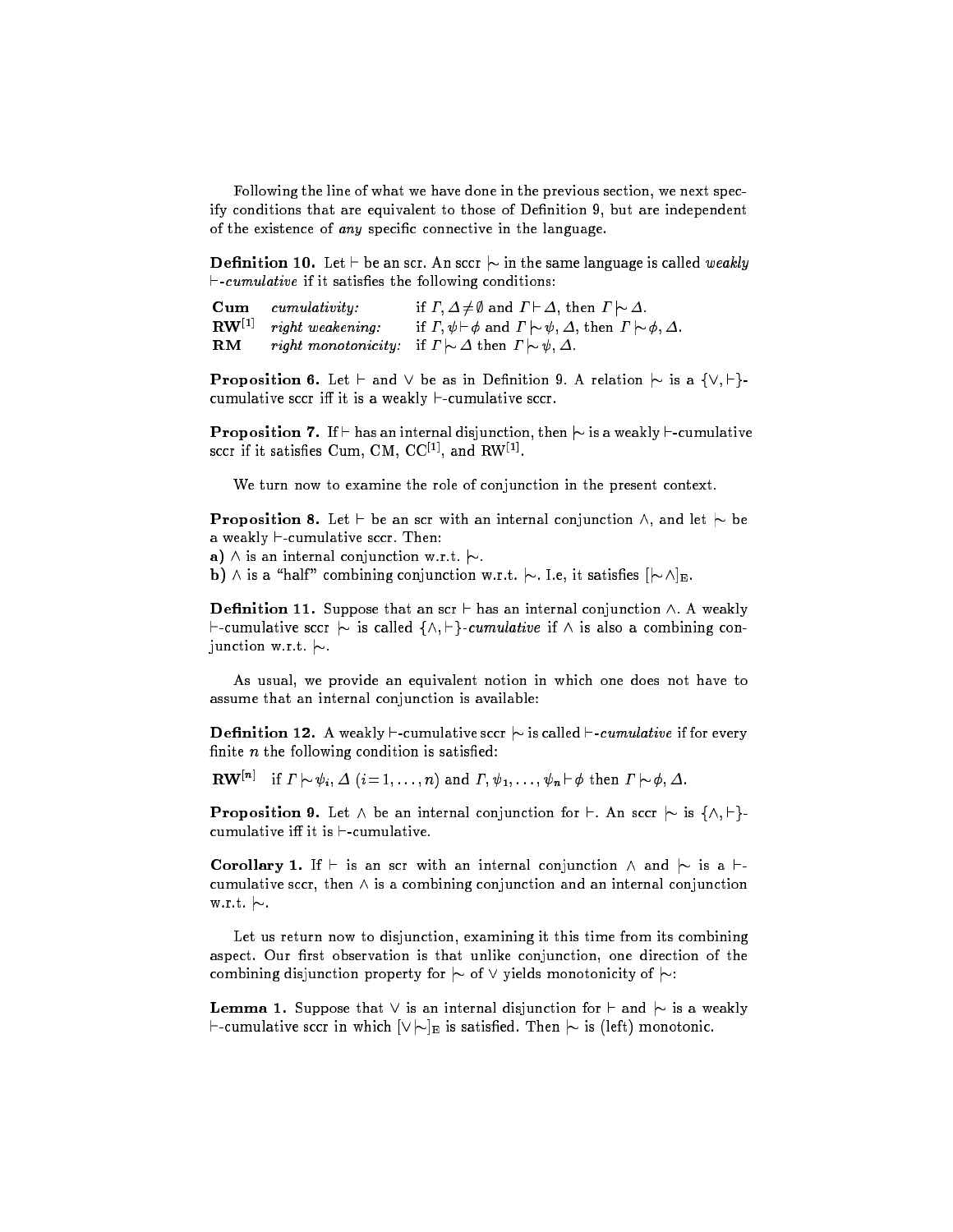Following the line of what we have done in the previous section, we next specify conditions that are equivalent to those of Definition 9, but are independent of the existence of *any* specific connective in the language.

**Definition 10.** Let $\vdash$ be an scr. An sccr $\mid\!\sim$ in the same language is called *weakly $\vdash$-cumulative* if it satisfies the following conditions:

| | | |
|---|---|---|
| **Cum** | *cumulativity:* | if $\Gamma, \Delta \neq \emptyset$ and $\Gamma \vdash \Delta$, then $\Gamma \mid\!\sim \Delta$. |
| **RW**[1] | *right weakening:* | if $\Gamma, \psi \vdash \phi$ and $\Gamma \mid\!\sim \psi, \Delta$, then $\Gamma \mid\!\sim \phi, \Delta$. |
| **RM** | *right monotonicity:* | if $\Gamma \mid\!\sim \Delta$ then $\Gamma \mid\!\sim \psi, \Delta$. |

**Proposition 6.** Let $\vdash$ and $\vee$ be as in Definition 9. A relation $\mid\!\sim$ is a $\{\vee, \vdash\}$-cumulative sccr iff it is a weakly $\vdash$-cumulative sccr.

**Proposition 7.** If $\vdash$ has an internal disjunction, then $\mid\!\sim$ is a weakly $\vdash$-cumulative sccr if it satisfies Cum, CM, CC[1], and RW[1].

We turn now to examine the role of conjunction in the present context.

**Proposition 8.** Let $\vdash$ be an scr with an internal conjunction $\wedge$, and let $\mid\!\sim$ be a weakly $\vdash$-cumulative sccr. Then:
**a)** $\wedge$ is an internal conjunction w.r.t. $\mid\!\sim$.
**b)** $\wedge$ is a "half" combining conjunction w.r.t. $\mid\!\sim$. I.e, it satisfies $[\mid\!\sim \wedge]_{\mathrm{E}}$.

**Definition 11.** Suppose that an scr $\vdash$ has an internal conjunction $\wedge$. A weakly $\vdash$-cumulative sccr $\mid\!\sim$ is called *$\{\wedge, \vdash\}$-cumulative* if $\wedge$ is also a combining conjunction w.r.t. $\mid\!\sim$.

As usual, we provide an equivalent notion in which one does not have to assume that an internal conjunction is available:

**Definition 12.** A weakly $\vdash$-cumulative sccr $\mid\!\sim$ is called *$\vdash$-cumulative* if for every finite $n$ the following condition is satisfied:

**RW**[n] if $\Gamma \mid\!\sim \psi_i, \Delta$ $(i = 1, \ldots, n)$ and $\Gamma, \psi_1, \ldots, \psi_n \vdash \phi$ then $\Gamma \mid\!\sim \phi, \Delta$.

**Proposition 9.** Let $\wedge$ be an internal conjunction for $\vdash$. An sccr $\mid\!\sim$ is $\{\wedge, \vdash\}$-cumulative iff it is $\vdash$-cumulative.

**Corollary 1.** If $\vdash$ is an scr with an internal conjunction $\wedge$ and $\mid\!\sim$ is a $\vdash$-cumulative sccr, then $\wedge$ is a combining conjunction and an internal conjunction w.r.t. $\mid\!\sim$.

Let us return now to disjunction, examining it this time from its combining aspect. Our first observation is that unlike conjunction, one direction of the combining disjunction property for $\mid\!\sim$ of $\vee$ yields monotonicity of $\mid\!\sim$:

**Lemma 1.** Suppose that $\vee$ is an internal disjunction for $\vdash$ and $\mid\!\sim$ is a weakly $\vdash$-cumulative sccr in which $[\vee \mid\!\sim]_{\mathrm{E}}$ is satisfied. Then $\mid\!\sim$ is (left) monotonic.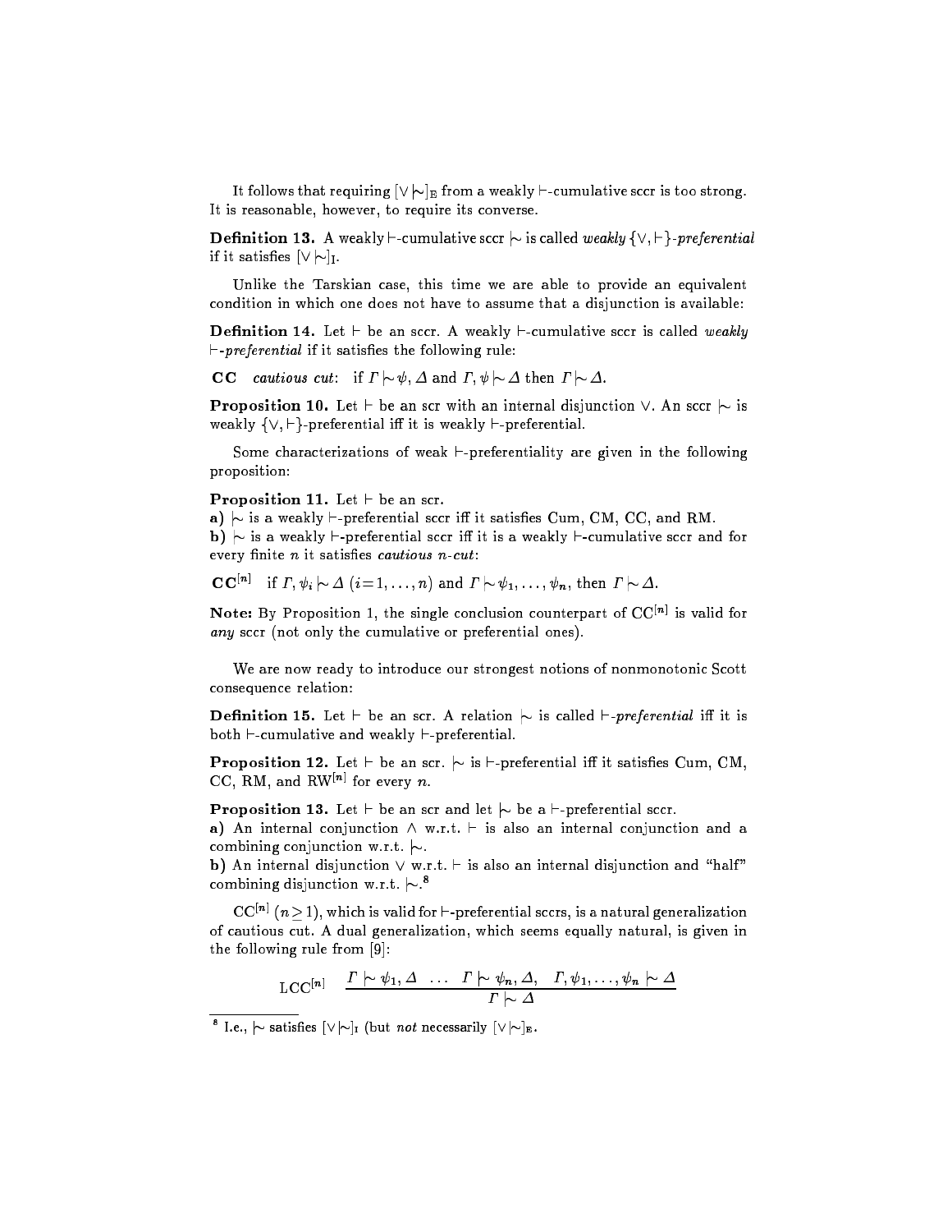It follows that requiring $[\vee\mid\!\sim]_{\mathrm{E}}$ from a weakly $\vdash$-cumulative sccr is too strong. It is reasonable, however, to require its converse.

**Definition 13.** A weakly $\vdash$-cumulative sccr $\mid\!\sim$ is called *weakly* $\{\vee,\vdash\}$*-preferential* if it satisfies $[\vee\mid\!\sim]_{\mathrm{I}}$.

Unlike the Tarskian case, this time we are able to provide an equivalent condition in which one does not have to assume that a disjunction is available:

**Definition 14.** Let $\vdash$ be an sccr. A weakly $\vdash$-cumulative sccr is called *weakly* $\vdash$*-preferential* if it satisfies the following rule:

**CC** *cautious cut*: if $\Gamma\mid\!\sim\psi,\Delta$ and $\Gamma,\psi\mid\!\sim\Delta$ then $\Gamma\mid\!\sim\Delta$.

**Proposition 10.** Let $\vdash$ be an scr with an internal disjunction $\vee$. An sccr $\mid\!\sim$ is weakly $\{\vee,\vdash\}$-preferential iff it is weakly $\vdash$-preferential.

Some characterizations of weak $\vdash$-preferentiality are given in the following proposition:

**Proposition 11.** Let $\vdash$ be an scr.
**a)** $\mid\!\sim$ is a weakly $\vdash$-preferential sccr iff it satisfies Cum, CM, CC, and RM.
**b)** $\mid\!\sim$ is a weakly $\vdash$-preferential sccr iff it is a weakly $\vdash$-cumulative sccr and for every finite $n$ it satisfies *cautious n-cut*:

**CC$^{[n]}$** if $\Gamma,\psi_i\mid\!\sim\Delta$ $(i=1,\ldots,n)$ and $\Gamma\mid\!\sim\psi_1,\ldots,\psi_n$, then $\Gamma\mid\!\sim\Delta$.

**Note:** By Proposition 1, the single conclusion counterpart of CC$^{[n]}$ is valid for *any* sccr (not only the cumulative or preferential ones).

We are now ready to introduce our strongest notions of nonmonotonic Scott consequence relation:

**Definition 15.** Let $\vdash$ be an scr. A relation $\mid\!\sim$ is called $\vdash$*-preferential* iff it is both $\vdash$-cumulative and weakly $\vdash$-preferential.

**Proposition 12.** Let $\vdash$ be an scr. $\mid\!\sim$ is $\vdash$-preferential iff it satisfies Cum, CM, CC, RM, and RW$^{[n]}$ for every $n$.

**Proposition 13.** Let $\vdash$ be an scr and let $\mid\!\sim$ be a $\vdash$-preferential sccr.
**a)** An internal conjunction $\wedge$ w.r.t. $\vdash$ is also an internal conjunction and a combining conjunction w.r.t. $\mid\!\sim$.
**b)** An internal disjunction $\vee$ w.r.t. $\vdash$ is also an internal disjunction and "half" combining disjunction w.r.t. $\mid\!\sim$.[8]

CC$^{[n]}$ $(n\geq 1)$, which is valid for $\vdash$-preferential sccrs, is a natural generalization of cautious cut. A dual generalization, which seems equally natural, is given in the following rule from [9]:

$$\mathrm{LCC}^{[n]}\quad \frac{\Gamma\mid\!\sim\psi_1,\Delta\quad\ldots\quad\Gamma\mid\!\sim\psi_n,\Delta,\quad\Gamma,\psi_1,\ldots,\psi_n\mid\!\sim\Delta}{\Gamma\mid\!\sim\Delta}$$

[8] I.e., $\mid\!\sim$ satisfies $[\vee\mid\!\sim]_{\mathrm{I}}$ (but *not* necessarily $[\vee\mid\!\sim]_{\mathrm{E}}$.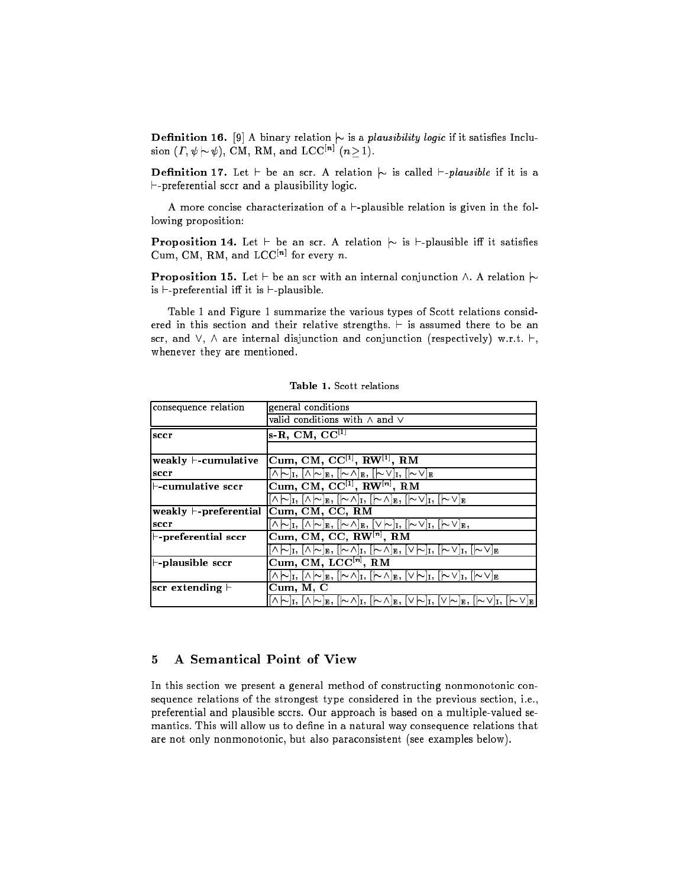**Definition 16.** [9] A binary relation $\mid\!\sim$ is a *plausibility logic* if it satisfies Inclusion ($\Gamma, \psi \mid\!\sim \psi$), CM, RM, and LCC$^{[n]}$ ($n \geq 1$).

**Definition 17.** Let $\vdash$ be an scr. A relation $\mid\!\sim$ is called $\vdash$*-plausible* if it is a $\vdash$-preferential sccr and a plausibility logic.

A more concise characterization of a $\vdash$-plausible relation is given in the following proposition:

**Proposition 14.** Let $\vdash$ be an scr. A relation $\mid\!\sim$ is $\vdash$-plausible iff it satisfies Cum, CM, RM, and LCC$^{[n]}$ for every $n$.

**Proposition 15.** Let $\vdash$ be an scr with an internal conjunction $\wedge$. A relation $\mid\!\sim$ is $\vdash$-preferential iff it is $\vdash$-plausible.

Table 1 and Figure 1 summarize the various types of Scott relations considered in this section and their relative strengths. $\vdash$ is assumed there to be an scr, and $\vee$, $\wedge$ are internal disjunction and conjunction (respectively) w.r.t. $\vdash$, whenever they are mentioned.

**Table 1.** Scott relations

| consequence relation | general conditions |
|---|---|
| | valid conditions with $\wedge$ and $\vee$ |
| **sccr** | **s-R, CM, CC$^{[1]}$** |
| | |
| **weakly $\vdash$-cumulative sccr** | **Cum, CM, CC$^{[1]}$, RW$^{[1]}$, RM** |
| | $[\wedge\mid\!\sim]_{\rm I}$, $[\wedge\mid\!\sim]_{\rm E}$, $[\mid\!\sim\wedge]_{\rm E}$, $[\mid\!\sim\vee]_{\rm I}$, $[\mid\!\sim\vee]_{\rm E}$ |
| **$\vdash$-cumulative sccr** | **Cum, CM, CC$^{[1]}$, RW$^{[n]}$, RM** |
| | $[\wedge\mid\!\sim]_{\rm I}$, $[\wedge\mid\!\sim]_{\rm E}$, $[\mid\!\sim\wedge]_{\rm I}$, $[\mid\!\sim\wedge]_{\rm E}$, $[\mid\!\sim\vee]_{\rm I}$, $[\mid\!\sim\vee]_{\rm E}$ |
| **weakly $\vdash$-preferential sccr** | **Cum, CM, CC, RM** |
| | $[\wedge\mid\!\sim]_{\rm I}$, $[\wedge\mid\!\sim]_{\rm E}$, $[\mid\!\sim\wedge]_{\rm E}$, $[\vee\mid\!\sim]_{\rm I}$, $[\mid\!\sim\vee]_{\rm I}$, $[\mid\!\sim\vee]_{\rm E}$, |
| **$\vdash$-preferential sccr** | **Cum, CM, CC, RW$^{[n]}$, RM** |
| | $[\wedge\mid\!\sim]_{\rm I}$, $[\wedge\mid\!\sim]_{\rm E}$, $[\mid\!\sim\wedge]_{\rm I}$, $[\mid\!\sim\wedge]_{\rm E}$, $[\vee\mid\!\sim]_{\rm I}$, $[\mid\!\sim\vee]_{\rm I}$, $[\mid\!\sim\vee]_{\rm E}$ |
| **$\vdash$-plausible sccr** | **Cum, CM, LCC$^{[n]}$, RM** |
| | $[\wedge\mid\!\sim]_{\rm I}$, $[\wedge\mid\!\sim]_{\rm E}$, $[\mid\!\sim\wedge]_{\rm I}$, $[\mid\!\sim\wedge]_{\rm E}$, $[\vee\mid\!\sim]_{\rm I}$, $[\mid\!\sim\vee]_{\rm I}$, $[\mid\!\sim\vee]_{\rm E}$ |
| **scr extending $\vdash$** | **Cum, M, C** |
| | $[\wedge\mid\!\sim]_{\rm I}$, $[\wedge\mid\!\sim]_{\rm E}$, $[\mid\!\sim\wedge]_{\rm I}$, $[\mid\!\sim\wedge]_{\rm E}$, $[\vee\mid\!\sim]_{\rm I}$, $[\vee\mid\!\sim]_{\rm E}$, $[\mid\!\sim\vee]_{\rm I}$, $[\mid\!\sim\vee]_{\rm E}$ |

## 5 A Semantical Point of View

In this section we present a general method of constructing nonmonotonic consequence relations of the strongest type considered in the previous section, i.e., preferential and plausible sccrs. Our approach is based on a multiple-valued semantics. This will allow us to define in a natural way consequence relations that are not only nonmonotonic, but also paraconsistent (see examples below).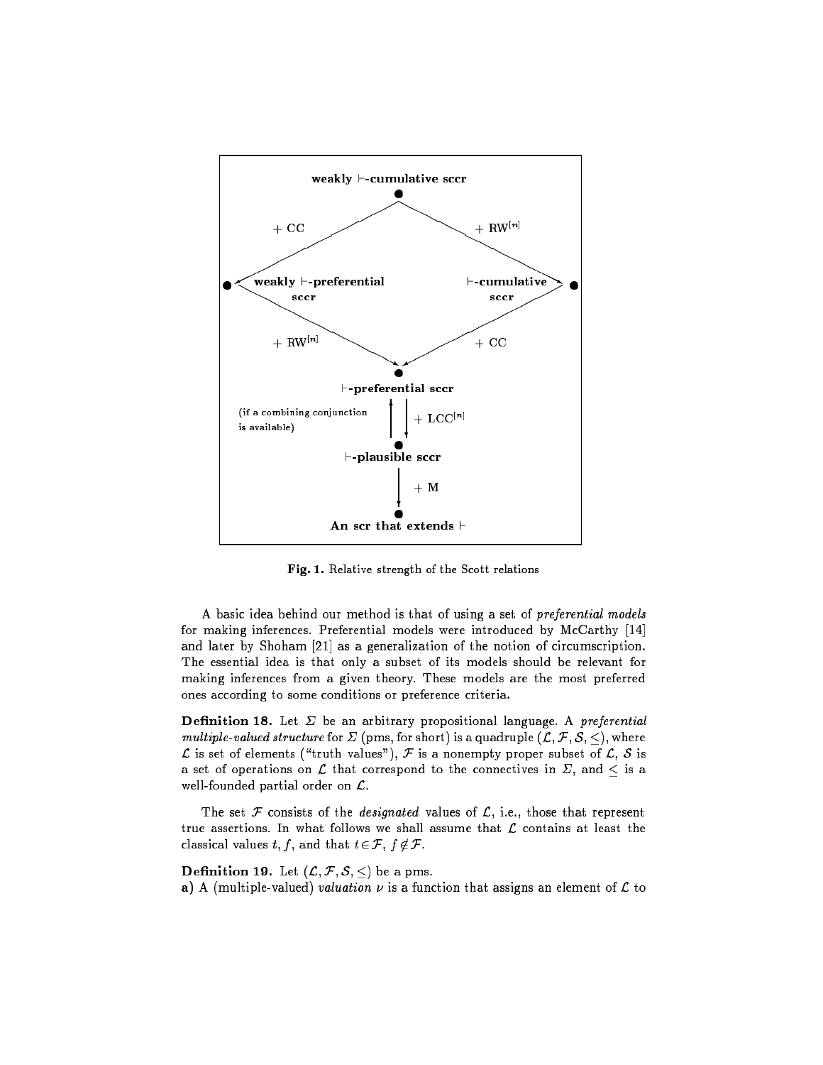Fig. 1. Relative strength of the Scott relations

A basic idea behind our method is that of using a set of *preferential models* for making inferences. Preferential models were introduced by McCarthy [14] and later by Shoham [21] as a generalization of the notion of circumscription. The essential idea is that only a subset of its models should be relevant for making inferences from a given theory. These models are the most preferred ones according to some conditions or preference criteria.

**Definition 18.** Let $\Sigma$ be an arbitrary propositional language. A *preferential multiple-valued structure* for $\Sigma$ (pms, for short) is a quadruple $(\mathcal{L}, \mathcal{F}, \mathcal{S}, \leq)$, where $\mathcal{L}$ is set of elements ("truth values"), $\mathcal{F}$ is a nonempty proper subset of $\mathcal{L}$, $\mathcal{S}$ is a set of operations on $\mathcal{L}$ that correspond to the connectives in $\Sigma$, and $\leq$ is a well-founded partial order on $\mathcal{L}$.

The set $\mathcal{F}$ consists of the *designated* values of $\mathcal{L}$, i.e., those that represent true assertions. In what follows we shall assume that $\mathcal{L}$ contains at least the classical values $t, f$, and that $t \in \mathcal{F}$, $f \notin \mathcal{F}$.

**Definition 19.** Let $(\mathcal{L}, \mathcal{F}, \mathcal{S}, \leq)$ be a pms.

**a)** A (multiple-valued) *valuation* $\nu$ is a function that assigns an element of $\mathcal{L}$ to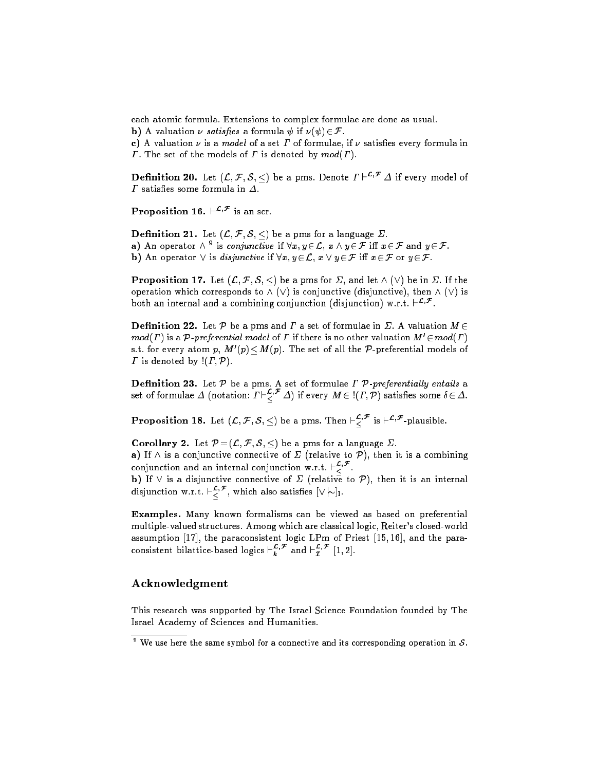each atomic formula. Extensions to complex formulae are done as usual.

**b)** A valuation $\nu$ *satisfies* a formula $\psi$ if $\nu(\psi) \in \mathcal{F}$.

**c)** A valuation $\nu$ is a *model* of a set $\Gamma$ of formulae, if $\nu$ satisfies every formula in $\Gamma$. The set of the models of $\Gamma$ is denoted by $mod(\Gamma)$.

**Definition 20.** Let $(\mathcal{L}, \mathcal{F}, \mathcal{S}, \leq)$ be a pms. Denote $\Gamma \vdash^{\mathcal{L},\mathcal{F}} \Delta$ if every model of $\Gamma$ satisfies some formula in $\Delta$.

**Proposition 16.** $\vdash^{\mathcal{L},\mathcal{F}}$ is an scr.

**Definition 21.** Let $(\mathcal{L}, \mathcal{F}, \mathcal{S}, \leq)$ be a pms for a language $\Sigma$.

**a)** An operator $\wedge$ [9] is *conjunctive* if $\forall x, y \in \mathcal{L}$, $x \wedge y \in \mathcal{F}$ iff $x \in \mathcal{F}$ and $y \in \mathcal{F}$.

**b)** An operator $\vee$ is *disjunctive* if $\forall x, y \in \mathcal{L}$, $x \vee y \in \mathcal{F}$ iff $x \in \mathcal{F}$ or $y \in \mathcal{F}$.

**Proposition 17.** Let $(\mathcal{L}, \mathcal{F}, \mathcal{S}, \leq)$ be a pms for $\Sigma$, and let $\wedge$ $(\vee)$ be in $\Sigma$. If the operation which corresponds to $\wedge$ $(\vee)$ is conjunctive (disjunctive), then $\wedge$ $(\vee)$ is both an internal and a combining conjunction (disjunction) w.r.t. $\vdash^{\mathcal{L},\mathcal{F}}$.

**Definition 22.** Let $\mathcal{P}$ be a pms and $\Gamma$ a set of formulae in $\Sigma$. A valuation $M \in mod(\Gamma)$ is a *$\mathcal{P}$-preferential model* of $\Gamma$ if there is no other valuation $M' \in mod(\Gamma)$ s.t. for every atom $p$, $M'(p) \leq M(p)$. The set of all the $\mathcal{P}$-preferential models of $\Gamma$ is denoted by $!(\Gamma, \mathcal{P})$.

**Definition 23.** Let $\mathcal{P}$ be a pms. A set of formulae $\Gamma$ *$\mathcal{P}$-preferentially entails* a set of formulae $\Delta$ (notation: $\Gamma \vdash^{\mathcal{L},\mathcal{F}}_{\leq} \Delta$) if every $M \in\, !(\Gamma, \mathcal{P})$ satisfies some $\delta \in \Delta$.

**Proposition 18.** Let $(\mathcal{L}, \mathcal{F}, \mathcal{S}, \leq)$ be a pms. Then $\vdash^{\mathcal{L},\mathcal{F}}_{\leq}$ is $\vdash^{\mathcal{L},\mathcal{F}}$-plausible.

**Corollary 2.** Let $\mathcal{P} = (\mathcal{L}, \mathcal{F}, \mathcal{S}, \leq)$ be a pms for a language $\Sigma$.

**a)** If $\wedge$ is a conjunctive connective of $\Sigma$ (relative to $\mathcal{P}$), then it is a combining conjunction and an internal conjunction w.r.t. $\vdash^{\mathcal{L},\mathcal{F}}_{\leq}$.

**b)** If $\vee$ is a disjunctive connective of $\Sigma$ (relative to $\mathcal{P}$), then it is an internal disjunction w.r.t. $\vdash^{\mathcal{L},\mathcal{F}}_{\leq}$, which also satisfies $[\vee\!\mid\!\sim]_{\mathrm{I}}$.

**Examples.** Many known formalisms can be viewed as based on preferential multiple-valued structures. Among which are classical logic, Reiter's closed-world assumption [17], the paraconsistent logic LPm of Priest [15, 16], and the paraconsistent bilattice-based logics $\vdash^{\mathcal{L},\mathcal{F}}_{k}$ and $\vdash^{\mathcal{L},\mathcal{F}}_{\mathcal{I}}$ [1, 2].

## Acknowledgment

This research was supported by The Israel Science Foundation founded by The Israel Academy of Sciences and Humanities.

---

[9] We use here the same symbol for a connective and its corresponding operation in $\mathcal{S}$.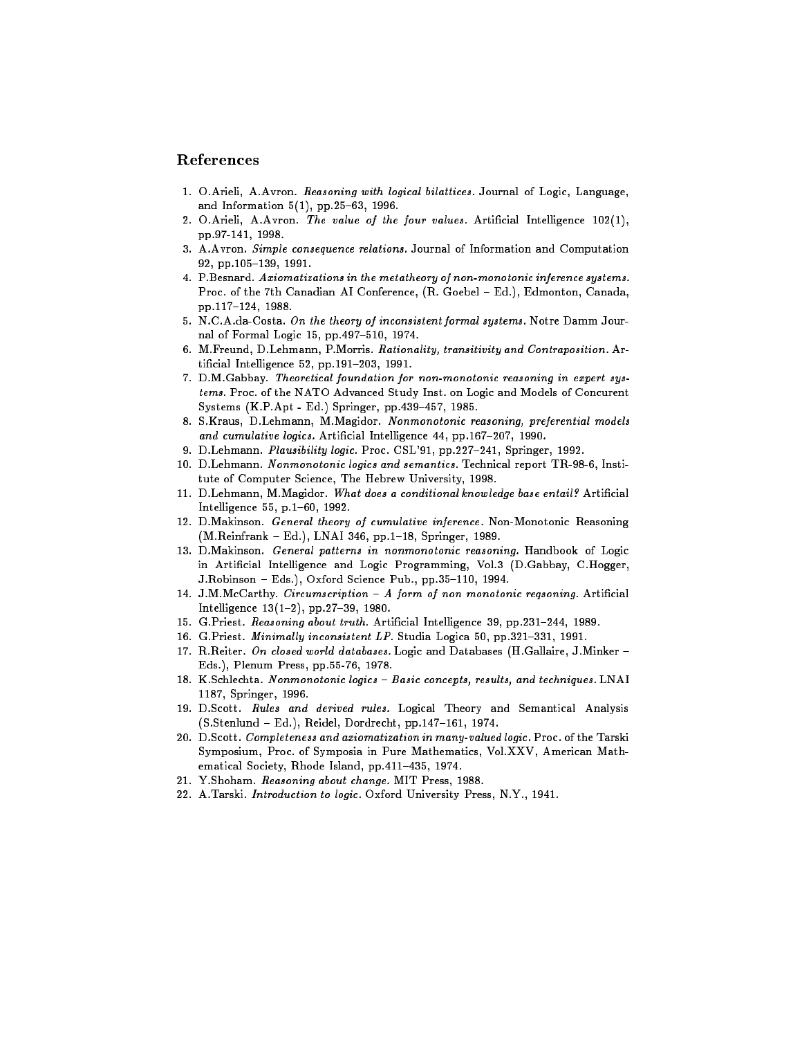## References

1. O.Arieli, A.Avron. *Reasoning with logical bilattices.* Journal of Logic, Language, and Information 5(1), pp.25–63, 1996.
2. O.Arieli, A.Avron. *The value of the four values.* Artificial Intelligence 102(1), pp.97-141, 1998.
3. A.Avron. *Simple consequence relations.* Journal of Information and Computation 92, pp.105–139, 1991.
4. P.Besnard. *Axiomatizations in the metatheory of non-monotonic inference systems.* Proc. of the 7th Canadian AI Conference, (R. Goebel – Ed.), Edmonton, Canada, pp.117–124, 1988.
5. N.C.A.da-Costa. *On the theory of inconsistent formal systems.* Notre Damm Journal of Formal Logic 15, pp.497–510, 1974.
6. M.Freund, D.Lehmann, P.Morris. *Rationality, transitivity and Contraposition.* Artificial Intelligence 52, pp.191–203, 1991.
7. D.M.Gabbay. *Theoretical foundation for non-monotonic reasoning in expert systems.* Proc. of the NATO Advanced Study Inst. on Logic and Models of Concurent Systems (K.P.Apt - Ed.) Springer, pp.439–457, 1985.
8. S.Kraus, D.Lehmann, M.Magidor. *Nonmonotonic reasoning, preferential models and cumulative logics.* Artificial Intelligence 44, pp.167–207, 1990.
9. D.Lehmann. *Plausibility logic.* Proc. CSL'91, pp.227–241, Springer, 1992.
10. D.Lehmann. *Nonmonotonic logics and semantics.* Technical report TR-98-6, Institute of Computer Science, The Hebrew University, 1998.
11. D.Lehmann, M.Magidor. *What does a conditional knowledge base entail?* Artificial Intelligence 55, p.1–60, 1992.
12. D.Makinson. *General theory of cumulative inference.* Non-Monotonic Reasoning (M.Reinfrank – Ed.), LNAI 346, pp.1–18, Springer, 1989.
13. D.Makinson. *General patterns in nonmonotonic reasoning.* Handbook of Logic in Artificial Intelligence and Logic Programming, Vol.3 (D.Gabbay, C.Hogger, J.Robinson – Eds.), Oxford Science Pub., pp.35–110, 1994.
14. J.M.McCarthy. *Circumscription – A form of non monotonic reqsoning.* Artificial Intelligence 13(1–2), pp.27–39, 1980.
15. G.Priest. *Reasoning about truth.* Artificial Intelligence 39, pp.231–244, 1989.
16. G.Priest. *Minimally inconsistent LP.* Studia Logica 50, pp.321–331, 1991.
17. R.Reiter. *On closed world databases.* Logic and Databases (H.Gallaire, J.Minker – Eds.), Plenum Press, pp.55-76, 1978.
18. K.Schlechta. *Nonmonotonic logics – Basic concepts, results, and techniques.* LNAI 1187, Springer, 1996.
19. D.Scott. *Rules and derived rules.* Logical Theory and Semantical Analysis (S.Stenlund – Ed.), Reidel, Dordrecht, pp.147–161, 1974.
20. D.Scott. *Completeness and axiomatization in many-valued logic.* Proc. of the Tarski Symposium, Proc. of Symposia in Pure Mathematics, Vol.XXV, American Mathematical Society, Rhode Island, pp.411–435, 1974.
21. Y.Shoham. *Reasoning about change.* MIT Press, 1988.
22. A.Tarski. *Introduction to logic.* Oxford University Press, N.Y., 1941.